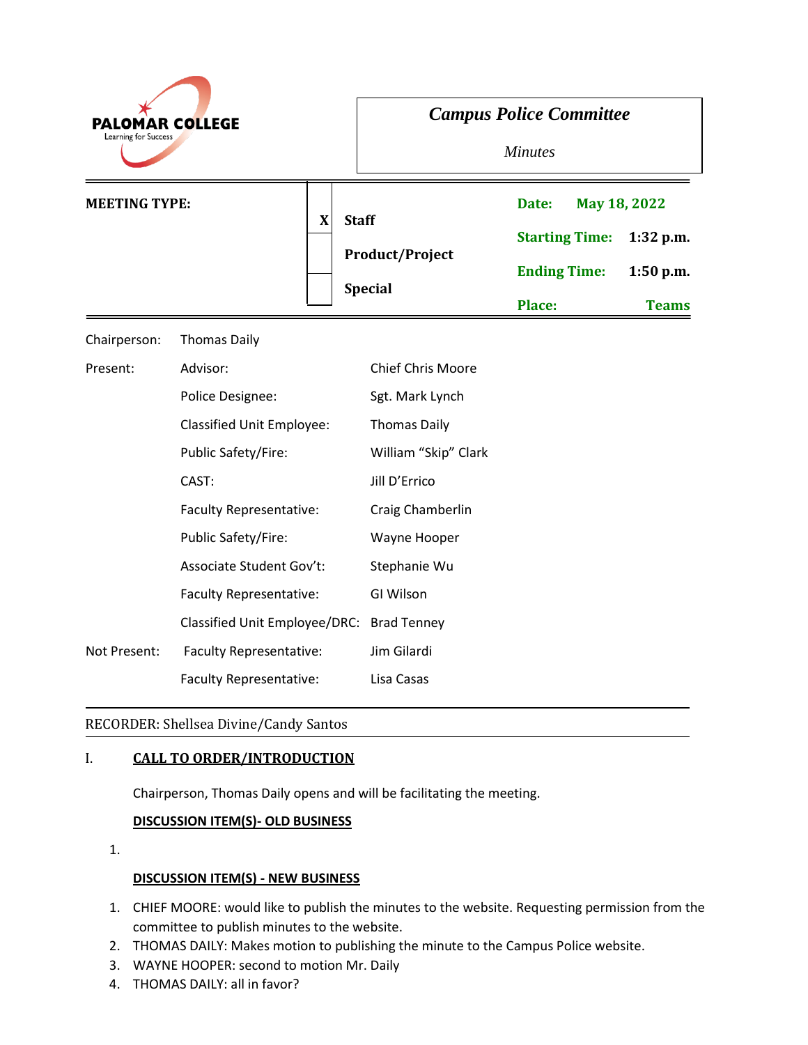PALOMAR COLLEGE
Learning for Success

# *Campus Police Committee*

*Minutes*

| | | | |
|---|---|---|---|
| **MEETING TYPE:** | X | **Staff** | **Date:** May 18, 2022 |
| | | **Product/Project** | **Starting Time:** 1:32 p.m. |
| | | **Special** | **Ending Time:** 1:50 p.m. |
| | | | **Place:** Teams |

| | | |
|---|---|---|
| Chairperson: | Thomas Daily | |
| Present: | Advisor: | Chief Chris Moore |
| | Police Designee: | Sgt. Mark Lynch |
| | Classified Unit Employee: | Thomas Daily |
| | Public Safety/Fire: | William "Skip" Clark |
| | CAST: | Jill D'Errico |
| | Faculty Representative: | Craig Chamberlin |
| | Public Safety/Fire: | Wayne Hooper |
| | Associate Student Gov't: | Stephanie Wu |
| | Faculty Representative: | GI Wilson |
| | Classified Unit Employee/DRC: | Brad Tenney |
| Not Present: | Faculty Representative: | Jim Gilardi |
| | Faculty Representative: | Lisa Casas |

RECORDER: Shellsea Divine/Candy Santos

## I. CALL TO ORDER/INTRODUCTION

Chairperson, Thomas Daily opens and will be facilitating the meeting.

### DISCUSSION ITEM(S)- OLD BUSINESS

1.

### DISCUSSION ITEM(S) - NEW BUSINESS

1. CHIEF MOORE: would like to publish the minutes to the website. Requesting permission from the committee to publish minutes to the website.
2. THOMAS DAILY: Makes motion to publishing the minute to the Campus Police website.
3. WAYNE HOOPER: second to motion Mr. Daily
4. THOMAS DAILY: all in favor?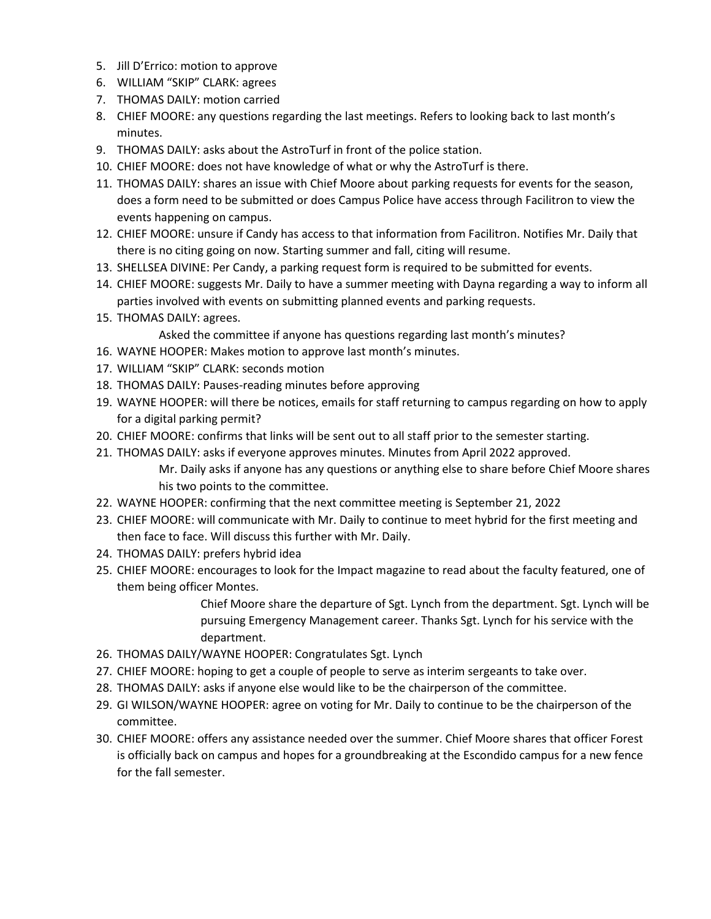5. Jill D'Errico: motion to approve
6. WILLIAM "SKIP" CLARK: agrees
7. THOMAS DAILY: motion carried
8. CHIEF MOORE: any questions regarding the last meetings. Refers to looking back to last month's minutes.
9. THOMAS DAILY: asks about the AstroTurf in front of the police station.
10. CHIEF MOORE: does not have knowledge of what or why the AstroTurf is there.
11. THOMAS DAILY: shares an issue with Chief Moore about parking requests for events for the season, does a form need to be submitted or does Campus Police have access through Facilitron to view the events happening on campus.
12. CHIEF MOORE: unsure if Candy has access to that information from Facilitron. Notifies Mr. Daily that there is no citing going on now. Starting summer and fall, citing will resume.
13. SHELLSEA DIVINE: Per Candy, a parking request form is required to be submitted for events.
14. CHIEF MOORE: suggests Mr. Daily to have a summer meeting with Dayna regarding a way to inform all parties involved with events on submitting planned events and parking requests.
15. THOMAS DAILY: agrees.
    Asked the committee if anyone has questions regarding last month's minutes?
16. WAYNE HOOPER: Makes motion to approve last month's minutes.
17. WILLIAM "SKIP" CLARK: seconds motion
18. THOMAS DAILY: Pauses-reading minutes before approving
19. WAYNE HOOPER: will there be notices, emails for staff returning to campus regarding on how to apply for a digital parking permit?
20. CHIEF MOORE: confirms that links will be sent out to all staff prior to the semester starting.
21. THOMAS DAILY: asks if everyone approves minutes. Minutes from April 2022 approved.
    Mr. Daily asks if anyone has any questions or anything else to share before Chief Moore shares his two points to the committee.
22. WAYNE HOOPER: confirming that the next committee meeting is September 21, 2022
23. CHIEF MOORE: will communicate with Mr. Daily to continue to meet hybrid for the first meeting and then face to face. Will discuss this further with Mr. Daily.
24. THOMAS DAILY: prefers hybrid idea
25. CHIEF MOORE: encourages to look for the Impact magazine to read about the faculty featured, one of them being officer Montes.
    Chief Moore share the departure of Sgt. Lynch from the department. Sgt. Lynch will be pursuing Emergency Management career. Thanks Sgt. Lynch for his service with the department.
26. THOMAS DAILY/WAYNE HOOPER: Congratulates Sgt. Lynch
27. CHIEF MOORE: hoping to get a couple of people to serve as interim sergeants to take over.
28. THOMAS DAILY: asks if anyone else would like to be the chairperson of the committee.
29. GI WILSON/WAYNE HOOPER: agree on voting for Mr. Daily to continue to be the chairperson of the committee.
30. CHIEF MOORE: offers any assistance needed over the summer. Chief Moore shares that officer Forest is officially back on campus and hopes for a groundbreaking at the Escondido campus for a new fence for the fall semester.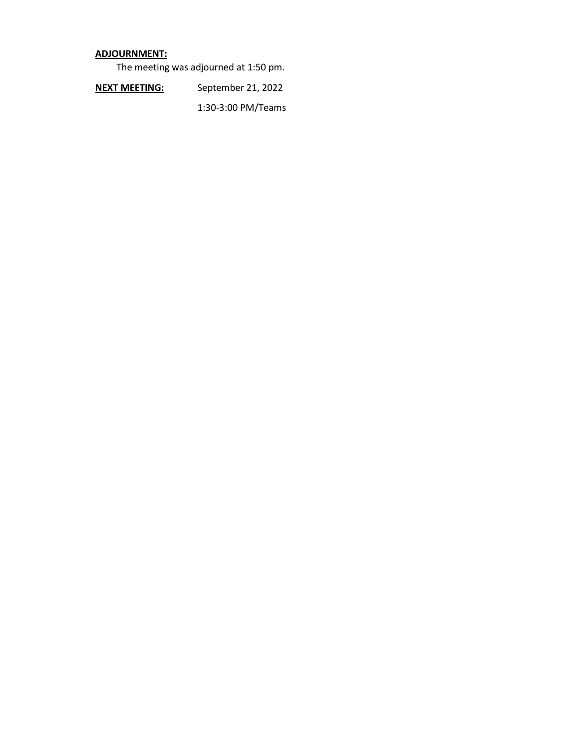**<u>ADJOURNMENT:</u>**

The meeting was adjourned at 1:50 pm.

**<u>NEXT MEETING:</u>** September 21, 2022

1:30-3:00 PM/Teams